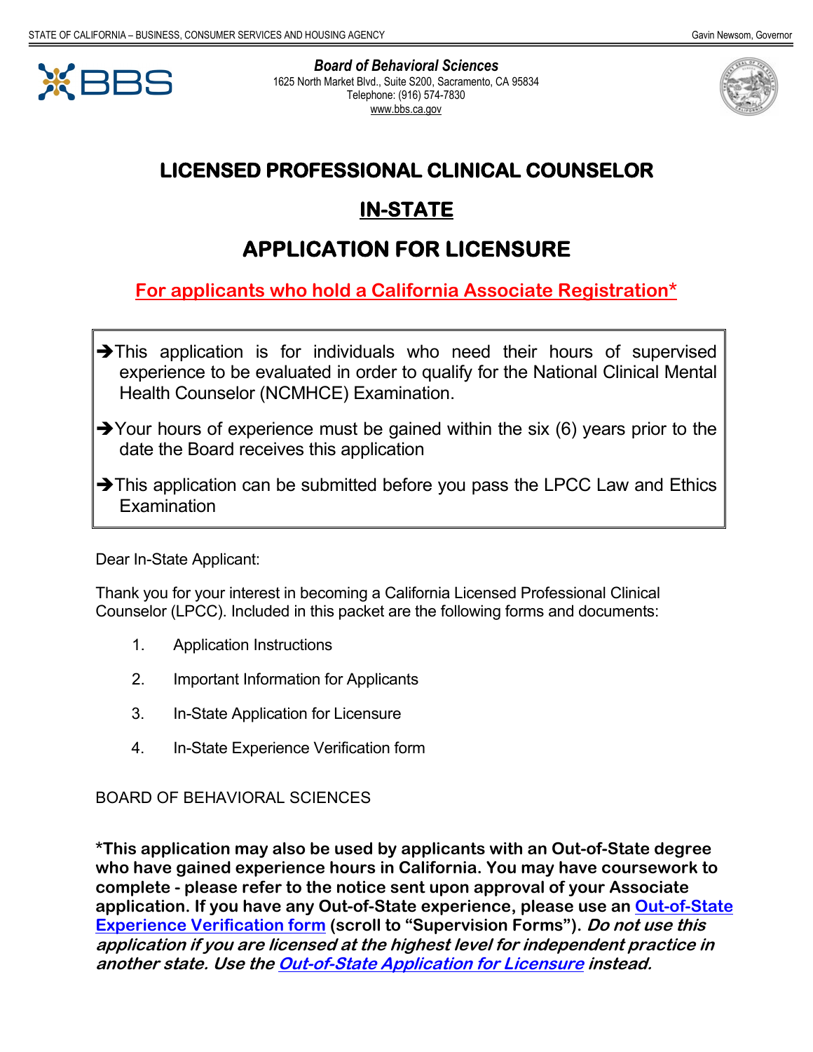STATE OF CALIFORNIA – BUSINESS, CONSUMER SERVICES AND HOUSING AGENCY — Gavin Newsom, Governor

**Board of Behavioral Sciences**
1625 North Market Blvd., Suite S200, Sacramento, CA 95834
Telephone: (916) 574-7830
www.bbs.ca.gov

# LICENSED PROFESSIONAL CLINICAL COUNSELOR

# IN-STATE

# APPLICATION FOR LICENSURE

## For applicants who hold a California Associate Registration*

- ➔This application is for individuals who need their hours of supervised experience to be evaluated in order to qualify for the National Clinical Mental Health Counselor (NCMHCE) Examination.
- ➔Your hours of experience must be gained within the six (6) years prior to the date the Board receives this application
- ➔This application can be submitted before you pass the LPCC Law and Ethics Examination

Dear In-State Applicant:

Thank you for your interest in becoming a California Licensed Professional Clinical Counselor (LPCC). Included in this packet are the following forms and documents:

1. Application Instructions
2. Important Information for Applicants
3. In-State Application for Licensure
4. In-State Experience Verification form

BOARD OF BEHAVIORAL SCIENCES

**\*This application may also be used by applicants with an Out-of-State degree who have gained experience hours in California. You may have coursework to complete - please refer to the notice sent upon approval of your Associate application. If you have any Out-of-State experience, please use an Out-of-State Experience Verification form (scroll to "Supervision Forms").** ***Do not use this application if you are licensed at the highest level for independent practice in another state. Use the Out-of-State Application for Licensure instead.***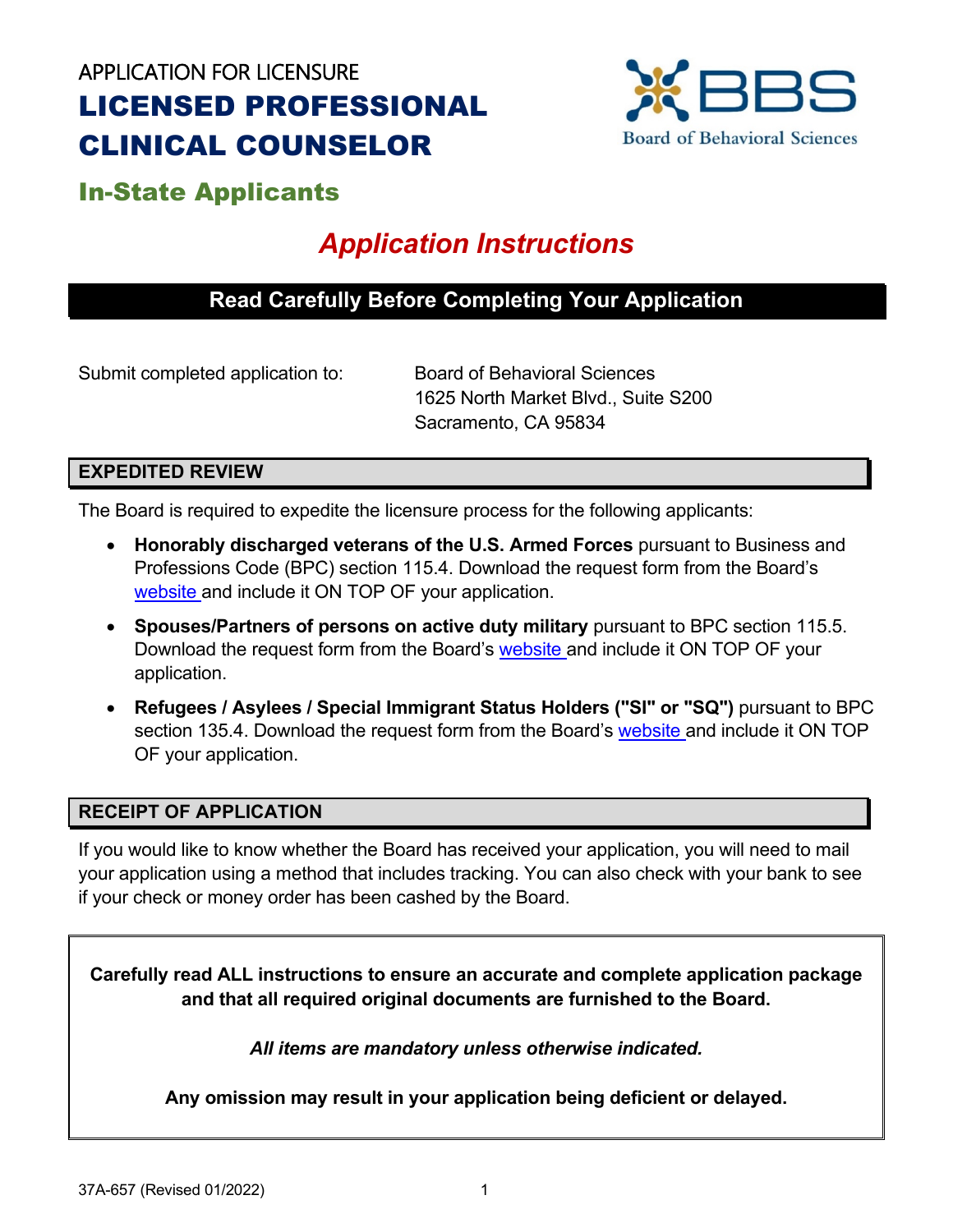APPLICATION FOR LICENSURE

# LICENSED PROFESSIONAL CLINICAL COUNSELOR

## In-State Applicants

## *Application Instructions*

### Read Carefully Before Completing Your Application

Submit completed application to:

Board of Behavioral Sciences
1625 North Market Blvd., Suite S200
Sacramento, CA 95834

### EXPEDITED REVIEW

The Board is required to expedite the licensure process for the following applicants:

- **Honorably discharged veterans of the U.S. Armed Forces** pursuant to Business and Professions Code (BPC) section 115.4. Download the request form from the Board's website and include it ON TOP OF your application.
- **Spouses/Partners of persons on active duty military** pursuant to BPC section 115.5. Download the request form from the Board's website and include it ON TOP OF your application.
- **Refugees / Asylees / Special Immigrant Status Holders ("SI" or "SQ")** pursuant to BPC section 135.4. Download the request form from the Board's website and include it ON TOP OF your application.

### RECEIPT OF APPLICATION

If you would like to know whether the Board has received your application, you will need to mail your application using a method that includes tracking. You can also check with your bank to see if your check or money order has been cashed by the Board.

**Carefully read ALL instructions to ensure an accurate and complete application package and that all required original documents are furnished to the Board.**

***All items are mandatory unless otherwise indicated.***

**Any omission may result in your application being deficient or delayed.**

37A-657 (Revised 01/2022)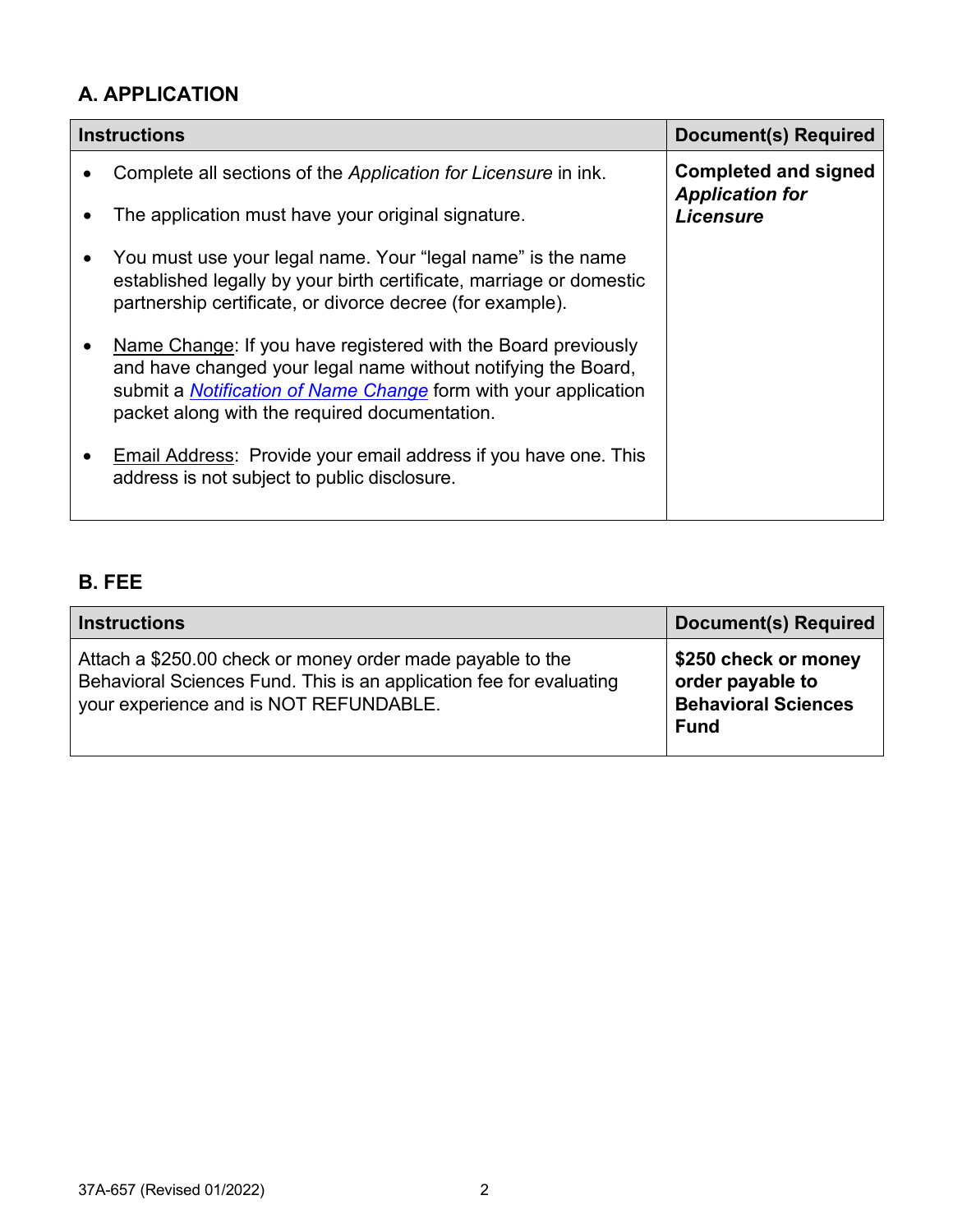## A. APPLICATION

| Instructions | Document(s) Required |
| --- | --- |
| • Complete all sections of the *Application for Licensure* in ink.<br>• The application must have your original signature.<br>• You must use your legal name. Your "legal name" is the name established legally by your birth certificate, marriage or domestic partnership certificate, or divorce decree (for example).<br>• Name Change: If you have registered with the Board previously and have changed your legal name without notifying the Board, submit a *Notification of Name Change* form with your application packet along with the required documentation.<br>• Email Address: Provide your email address if you have one. This address is not subject to public disclosure. | **Completed and signed *Application for Licensure*** |

## B. FEE

| Instructions | Document(s) Required |
| --- | --- |
| Attach a $250.00 check or money order made payable to the Behavioral Sciences Fund. This is an application fee for evaluating your experience and is NOT REFUNDABLE. | **$250 check or money order payable to Behavioral Sciences Fund** |

37A-657 (Revised 01/2022)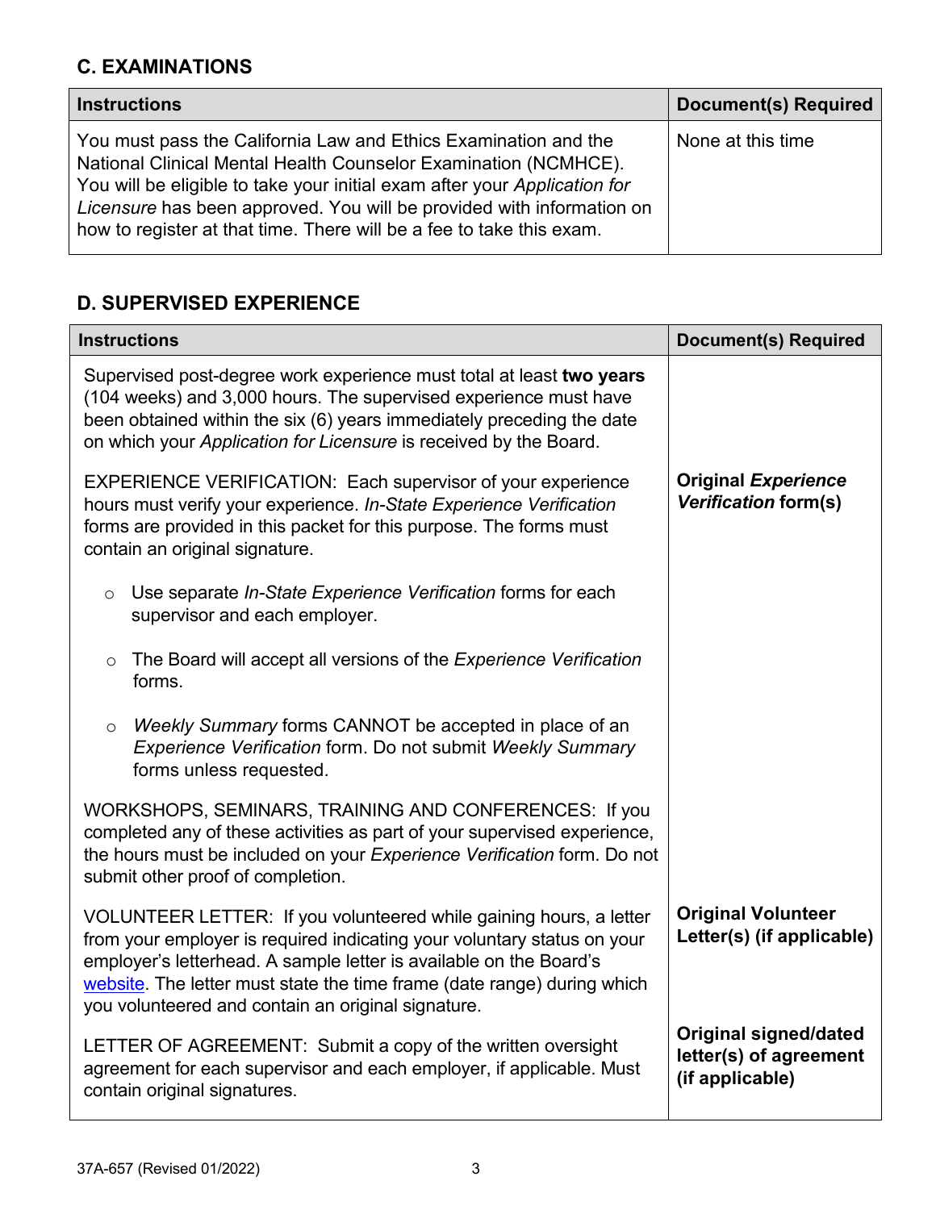## C. EXAMINATIONS

| Instructions | Document(s) Required |
| --- | --- |
| You must pass the California Law and Ethics Examination and the National Clinical Mental Health Counselor Examination (NCMHCE). You will be eligible to take your initial exam after your *Application for Licensure* has been approved. You will be provided with information on how to register at that time. There will be a fee to take this exam. | None at this time |

## D. SUPERVISED EXPERIENCE

| Instructions | Document(s) Required |
| --- | --- |
| Supervised post-degree work experience must total at least **two years** (104 weeks) and 3,000 hours. The supervised experience must have been obtained within the six (6) years immediately preceding the date on which your *Application for Licensure* is received by the Board. | |
| EXPERIENCE VERIFICATION: Each supervisor of your experience hours must verify your experience. *In-State Experience Verification* forms are provided in this packet for this purpose. The forms must contain an original signature.<br>◦ Use separate *In-State Experience Verification* forms for each supervisor and each employer.<br>◦ The Board will accept all versions of the *Experience Verification* forms.<br>◦ *Weekly Summary* forms CANNOT be accepted in place of an *Experience Verification* form. Do not submit *Weekly Summary* forms unless requested. | **Original *Experience Verification* form(s)** |
| WORKSHOPS, SEMINARS, TRAINING AND CONFERENCES: If you completed any of these activities as part of your supervised experience, the hours must be included on your *Experience Verification* form. Do not submit other proof of completion. | |
| VOLUNTEER LETTER: If you volunteered while gaining hours, a letter from your employer is required indicating your voluntary status on your employer's letterhead. A sample letter is available on the Board's website. The letter must state the time frame (date range) during which you volunteered and contain an original signature. | **Original Volunteer Letter(s) (if applicable)** |
| LETTER OF AGREEMENT: Submit a copy of the written oversight agreement for each supervisor and each employer, if applicable. Must contain original signatures. | **Original signed/dated letter(s) of agreement (if applicable)** |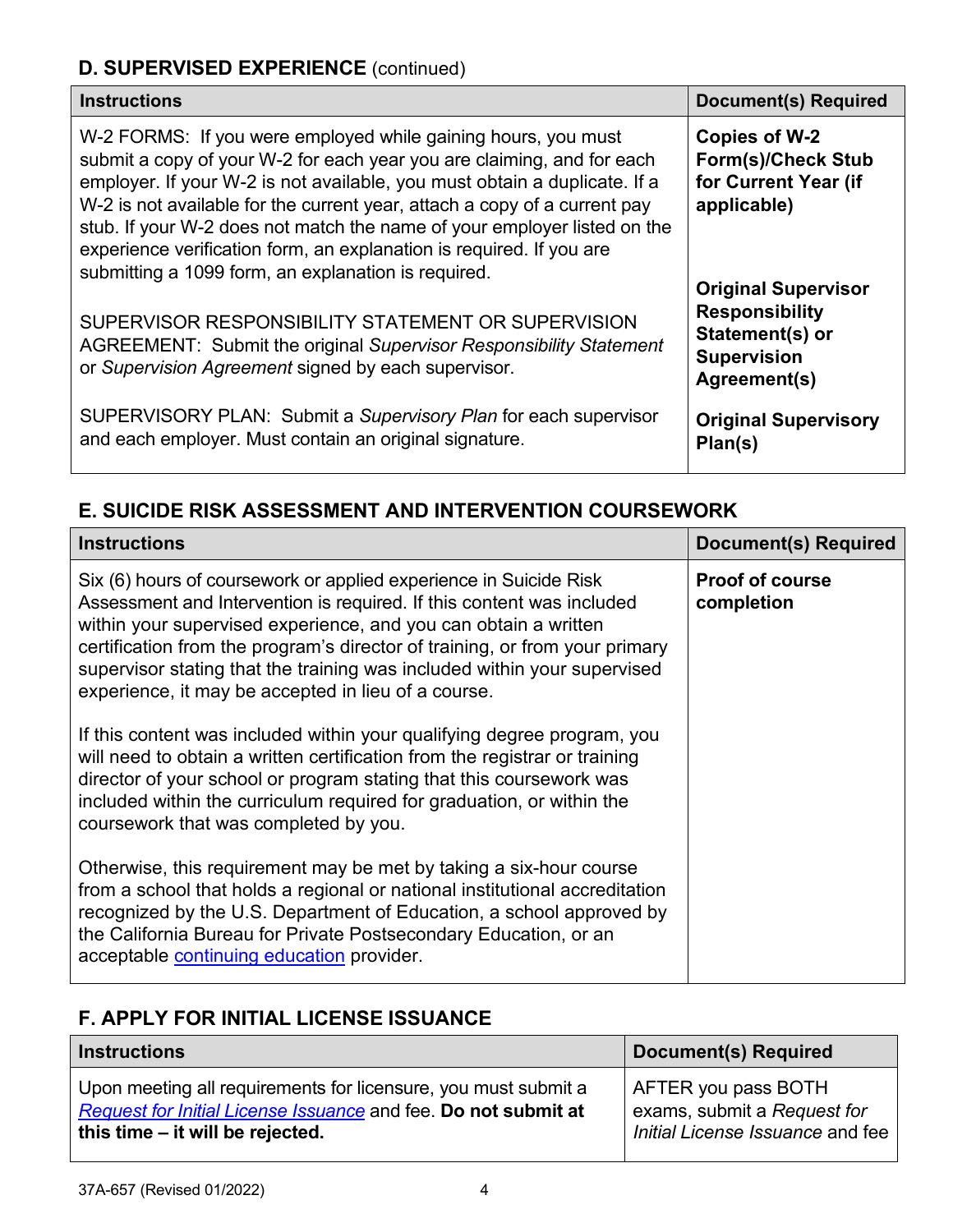## D. SUPERVISED EXPERIENCE (continued)

| Instructions | Document(s) Required |
| --- | --- |
| W-2 FORMS: If you were employed while gaining hours, you must submit a copy of your W-2 for each year you are claiming, and for each employer. If your W-2 is not available, you must obtain a duplicate. If a W-2 is not available for the current year, attach a copy of a current pay stub. If your W-2 does not match the name of your employer listed on the experience verification form, an explanation is required. If you are submitting a 1099 form, an explanation is required. | **Copies of W-2 Form(s)/Check Stub for Current Year (if applicable)** |
| SUPERVISOR RESPONSIBILITY STATEMENT OR SUPERVISION AGREEMENT: Submit the original *Supervisor Responsibility Statement* or *Supervision Agreement* signed by each supervisor. | **Original Supervisor Responsibility Statement(s) or Supervision Agreement(s)** |
| SUPERVISORY PLAN: Submit a *Supervisory Plan* for each supervisor and each employer. Must contain an original signature. | **Original Supervisory Plan(s)** |

## E. SUICIDE RISK ASSESSMENT AND INTERVENTION COURSEWORK

| Instructions | Document(s) Required |
| --- | --- |
| Six (6) hours of coursework or applied experience in Suicide Risk Assessment and Intervention is required. If this content was included within your supervised experience, and you can obtain a written certification from the program's director of training, or from your primary supervisor stating that the training was included within your supervised experience, it may be accepted in lieu of a course.<br><br>If this content was included within your qualifying degree program, you will need to obtain a written certification from the registrar or training director of your school or program stating that this coursework was included within the curriculum required for graduation, or within the coursework that was completed by you.<br><br>Otherwise, this requirement may be met by taking a six-hour course from a school that holds a regional or national institutional accreditation recognized by the U.S. Department of Education, a school approved by the California Bureau for Private Postsecondary Education, or an acceptable continuing education provider. | **Proof of course completion** |

## F. APPLY FOR INITIAL LICENSE ISSUANCE

| Instructions | Document(s) Required |
| --- | --- |
| Upon meeting all requirements for licensure, you must submit a *Request for Initial License Issuance* and fee. **Do not submit at this time – it will be rejected.** | AFTER you pass BOTH exams, submit a *Request for Initial License Issuance* and fee |

37A-657 (Revised 01/2022)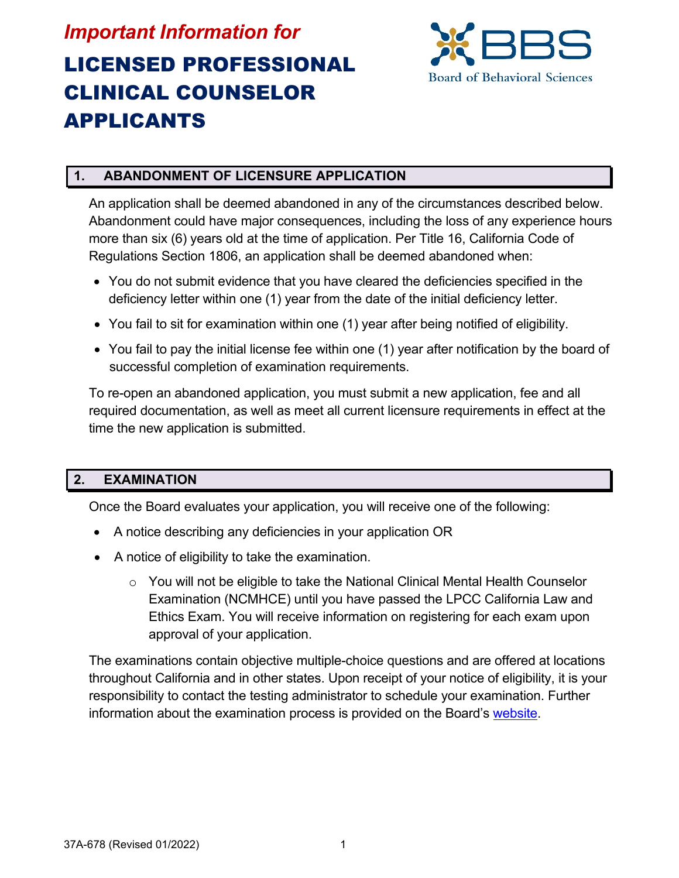*Important Information for*

# LICENSED PROFESSIONAL CLINICAL COUNSELOR APPLICANTS

Board of Behavioral Sciences

## 1. ABANDONMENT OF LICENSURE APPLICATION

An application shall be deemed abandoned in any of the circumstances described below. Abandonment could have major consequences, including the loss of any experience hours more than six (6) years old at the time of application. Per Title 16, California Code of Regulations Section 1806, an application shall be deemed abandoned when:

- You do not submit evidence that you have cleared the deficiencies specified in the deficiency letter within one (1) year from the date of the initial deficiency letter.
- You fail to sit for examination within one (1) year after being notified of eligibility.
- You fail to pay the initial license fee within one (1) year after notification by the board of successful completion of examination requirements.

To re-open an abandoned application, you must submit a new application, fee and all required documentation, as well as meet all current licensure requirements in effect at the time the new application is submitted.

## 2. EXAMINATION

Once the Board evaluates your application, you will receive one of the following:

- A notice describing any deficiencies in your application OR
- A notice of eligibility to take the examination.
  - You will not be eligible to take the National Clinical Mental Health Counselor Examination (NCMHCE) until you have passed the LPCC California Law and Ethics Exam. You will receive information on registering for each exam upon approval of your application.

The examinations contain objective multiple-choice questions and are offered at locations throughout California and in other states. Upon receipt of your notice of eligibility, it is your responsibility to contact the testing administrator to schedule your examination. Further information about the examination process is provided on the Board's website.

37A-678 (Revised 01/2022)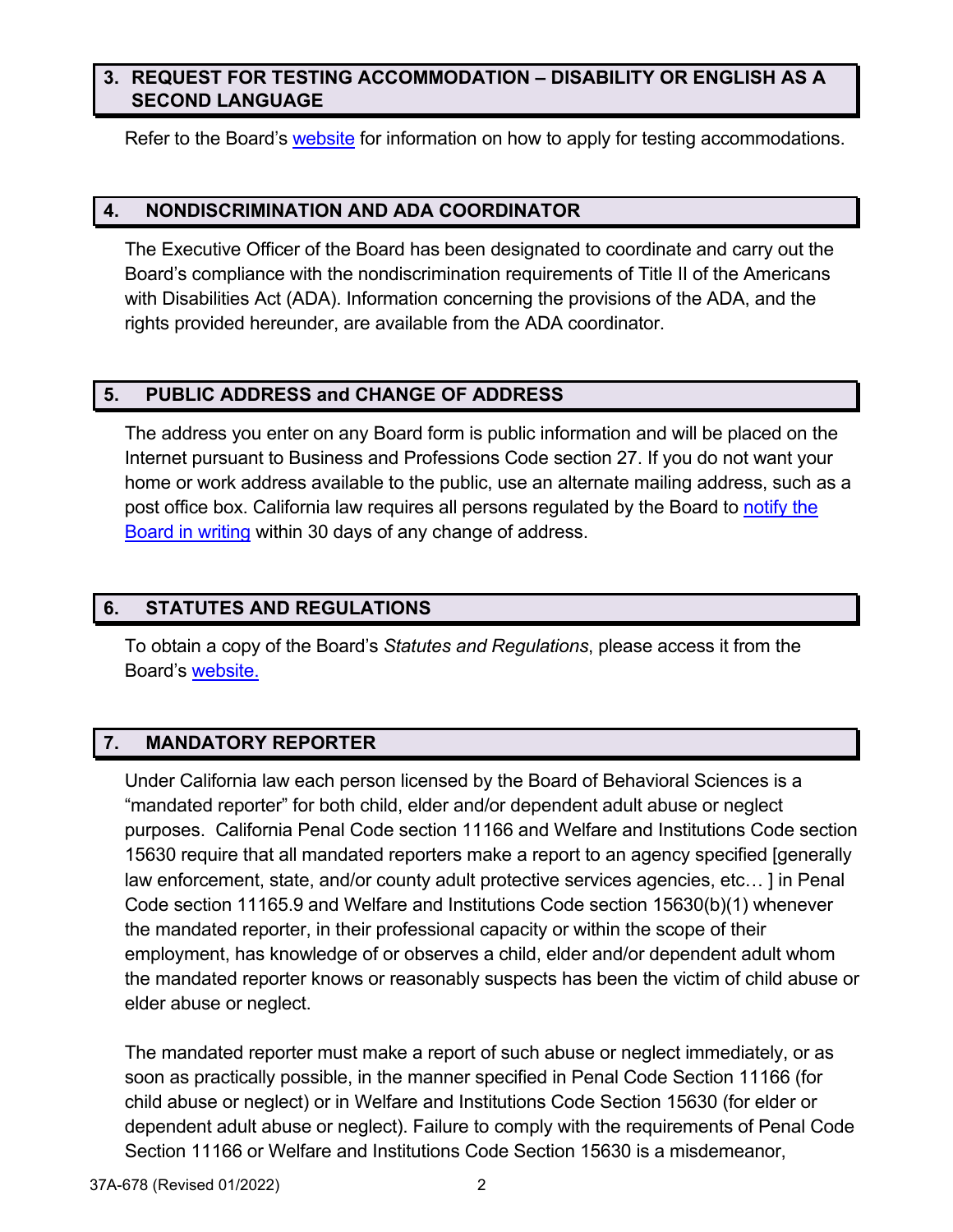## 3. REQUEST FOR TESTING ACCOMMODATION – DISABILITY OR ENGLISH AS A SECOND LANGUAGE

Refer to the Board's website for information on how to apply for testing accommodations.

## 4. NONDISCRIMINATION AND ADA COORDINATOR

The Executive Officer of the Board has been designated to coordinate and carry out the Board's compliance with the nondiscrimination requirements of Title II of the Americans with Disabilities Act (ADA). Information concerning the provisions of the ADA, and the rights provided hereunder, are available from the ADA coordinator.

## 5. PUBLIC ADDRESS and CHANGE OF ADDRESS

The address you enter on any Board form is public information and will be placed on the Internet pursuant to Business and Professions Code section 27. If you do not want your home or work address available to the public, use an alternate mailing address, such as a post office box. California law requires all persons regulated by the Board to notify the Board in writing within 30 days of any change of address.

## 6. STATUTES AND REGULATIONS

To obtain a copy of the Board's *Statutes and Regulations*, please access it from the Board's website.

## 7. MANDATORY REPORTER

Under California law each person licensed by the Board of Behavioral Sciences is a "mandated reporter" for both child, elder and/or dependent adult abuse or neglect purposes. California Penal Code section 11166 and Welfare and Institutions Code section 15630 require that all mandated reporters make a report to an agency specified [generally law enforcement, state, and/or county adult protective services agencies, etc… ] in Penal Code section 11165.9 and Welfare and Institutions Code section 15630(b)(1) whenever the mandated reporter, in their professional capacity or within the scope of their employment, has knowledge of or observes a child, elder and/or dependent adult whom the mandated reporter knows or reasonably suspects has been the victim of child abuse or elder abuse or neglect.

The mandated reporter must make a report of such abuse or neglect immediately, or as soon as practically possible, in the manner specified in Penal Code Section 11166 (for child abuse or neglect) or in Welfare and Institutions Code Section 15630 (for elder or dependent adult abuse or neglect). Failure to comply with the requirements of Penal Code Section 11166 or Welfare and Institutions Code Section 15630 is a misdemeanor,

37A-678 (Revised 01/2022)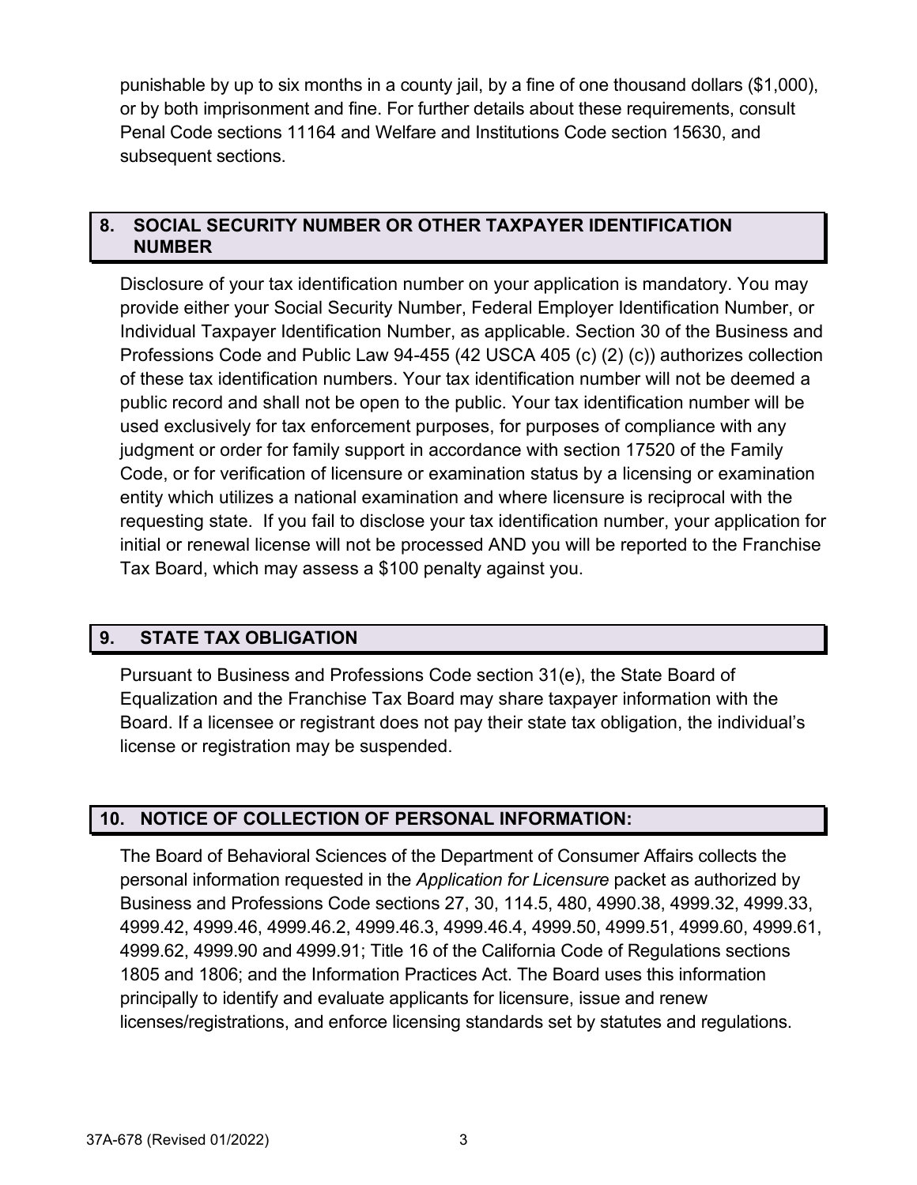punishable by up to six months in a county jail, by a fine of one thousand dollars ($1,000), or by both imprisonment and fine. For further details about these requirements, consult Penal Code sections 11164 and Welfare and Institutions Code section 15630, and subsequent sections.

## 8. SOCIAL SECURITY NUMBER OR OTHER TAXPAYER IDENTIFICATION NUMBER

Disclosure of your tax identification number on your application is mandatory. You may provide either your Social Security Number, Federal Employer Identification Number, or Individual Taxpayer Identification Number, as applicable. Section 30 of the Business and Professions Code and Public Law 94-455 (42 USCA 405 (c) (2) (c)) authorizes collection of these tax identification numbers. Your tax identification number will not be deemed a public record and shall not be open to the public. Your tax identification number will be used exclusively for tax enforcement purposes, for purposes of compliance with any judgment or order for family support in accordance with section 17520 of the Family Code, or for verification of licensure or examination status by a licensing or examination entity which utilizes a national examination and where licensure is reciprocal with the requesting state. If you fail to disclose your tax identification number, your application for initial or renewal license will not be processed AND you will be reported to the Franchise Tax Board, which may assess a $100 penalty against you.

## 9. STATE TAX OBLIGATION

Pursuant to Business and Professions Code section 31(e), the State Board of Equalization and the Franchise Tax Board may share taxpayer information with the Board. If a licensee or registrant does not pay their state tax obligation, the individual's license or registration may be suspended.

## 10. NOTICE OF COLLECTION OF PERSONAL INFORMATION:

The Board of Behavioral Sciences of the Department of Consumer Affairs collects the personal information requested in the *Application for Licensure* packet as authorized by Business and Professions Code sections 27, 30, 114.5, 480, 4990.38, 4999.32, 4999.33, 4999.42, 4999.46, 4999.46.2, 4999.46.3, 4999.46.4, 4999.50, 4999.51, 4999.60, 4999.61, 4999.62, 4999.90 and 4999.91; Title 16 of the California Code of Regulations sections 1805 and 1806; and the Information Practices Act. The Board uses this information principally to identify and evaluate applicants for licensure, issue and renew licenses/registrations, and enforce licensing standards set by statutes and regulations.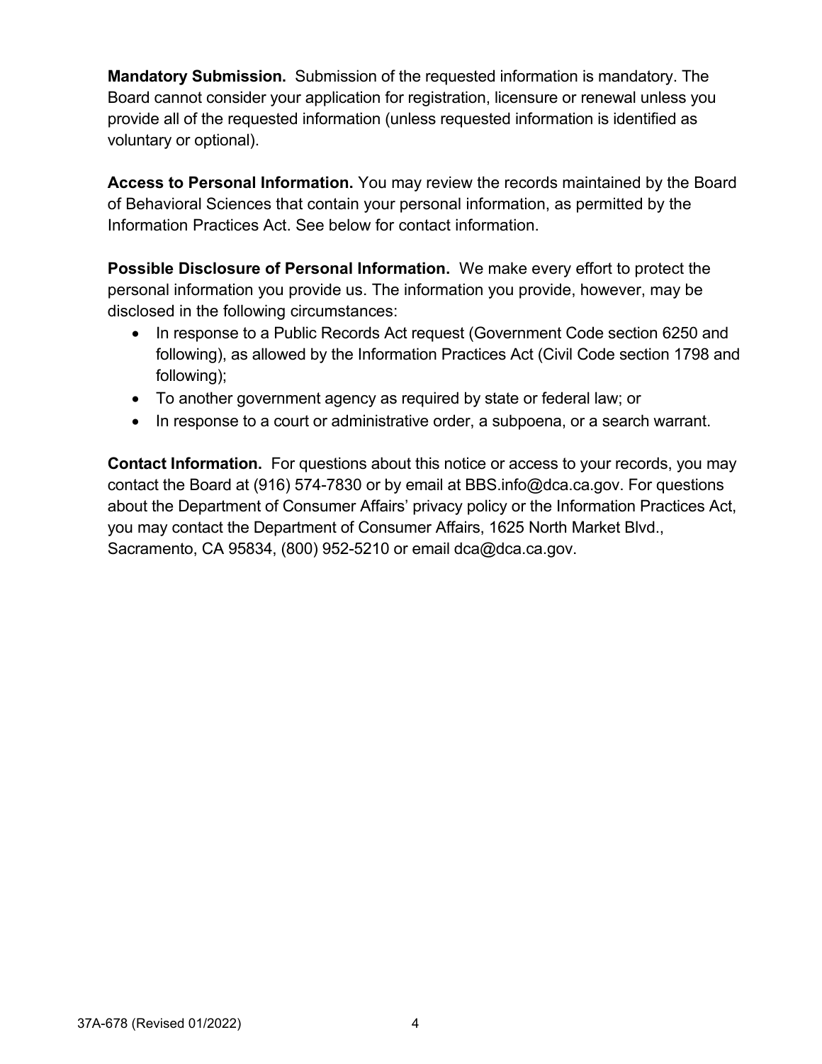**Mandatory Submission.** Submission of the requested information is mandatory. The Board cannot consider your application for registration, licensure or renewal unless you provide all of the requested information (unless requested information is identified as voluntary or optional).

**Access to Personal Information.** You may review the records maintained by the Board of Behavioral Sciences that contain your personal information, as permitted by the Information Practices Act. See below for contact information.

**Possible Disclosure of Personal Information.** We make every effort to protect the personal information you provide us. The information you provide, however, may be disclosed in the following circumstances:

- In response to a Public Records Act request (Government Code section 6250 and following), as allowed by the Information Practices Act (Civil Code section 1798 and following);
- To another government agency as required by state or federal law; or
- In response to a court or administrative order, a subpoena, or a search warrant.

**Contact Information.** For questions about this notice or access to your records, you may contact the Board at (916) 574-7830 or by email at BBS.info@dca.ca.gov. For questions about the Department of Consumer Affairs' privacy policy or the Information Practices Act, you may contact the Department of Consumer Affairs, 1625 North Market Blvd., Sacramento, CA 95834, (800) 952-5210 or email dca@dca.ca.gov.

37A-678 (Revised 01/2022)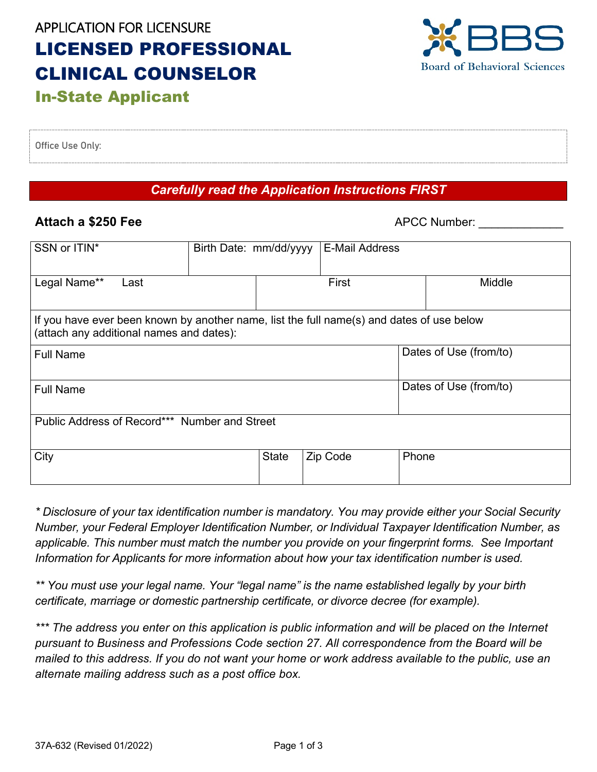APPLICATION FOR LICENSURE

# LICENSED PROFESSIONAL CLINICAL COUNSELOR

## In-State Applicant

Board of Behavioral Sciences

Office Use Only:

***Carefully read the Application Instructions FIRST***

**Attach a $250 Fee**

APCC Number: _____________

| SSN or ITIN* | Birth Date: mm/dd/yyyy | E-Mail Address | |
|---|---|---|---|
| Legal Name** Last | First | Middle | |
| If you have ever been known by another name, list the full name(s) and dates of use below (attach any additional names and dates): | | | |
| Full Name | | Dates of Use (from/to) | |
| Full Name | | Dates of Use (from/to) | |
| Public Address of Record*** Number and Street | | | |
| City | State | Zip Code | Phone |

*\* Disclosure of your tax identification number is mandatory. You may provide either your Social Security Number, your Federal Employer Identification Number, or Individual Taxpayer Identification Number, as applicable. This number must match the number you provide on your fingerprint forms. See Important Information for Applicants for more information about how your tax identification number is used.*

*\*\* You must use your legal name. Your "legal name" is the name established legally by your birth certificate, marriage or domestic partnership certificate, or divorce decree (for example).*

*\*\*\* The address you enter on this application is public information and will be placed on the Internet pursuant to Business and Professions Code section 27. All correspondence from the Board will be mailed to this address. If you do not want your home or work address available to the public, use an alternate mailing address such as a post office box.*

37A-632 (Revised 01/2022)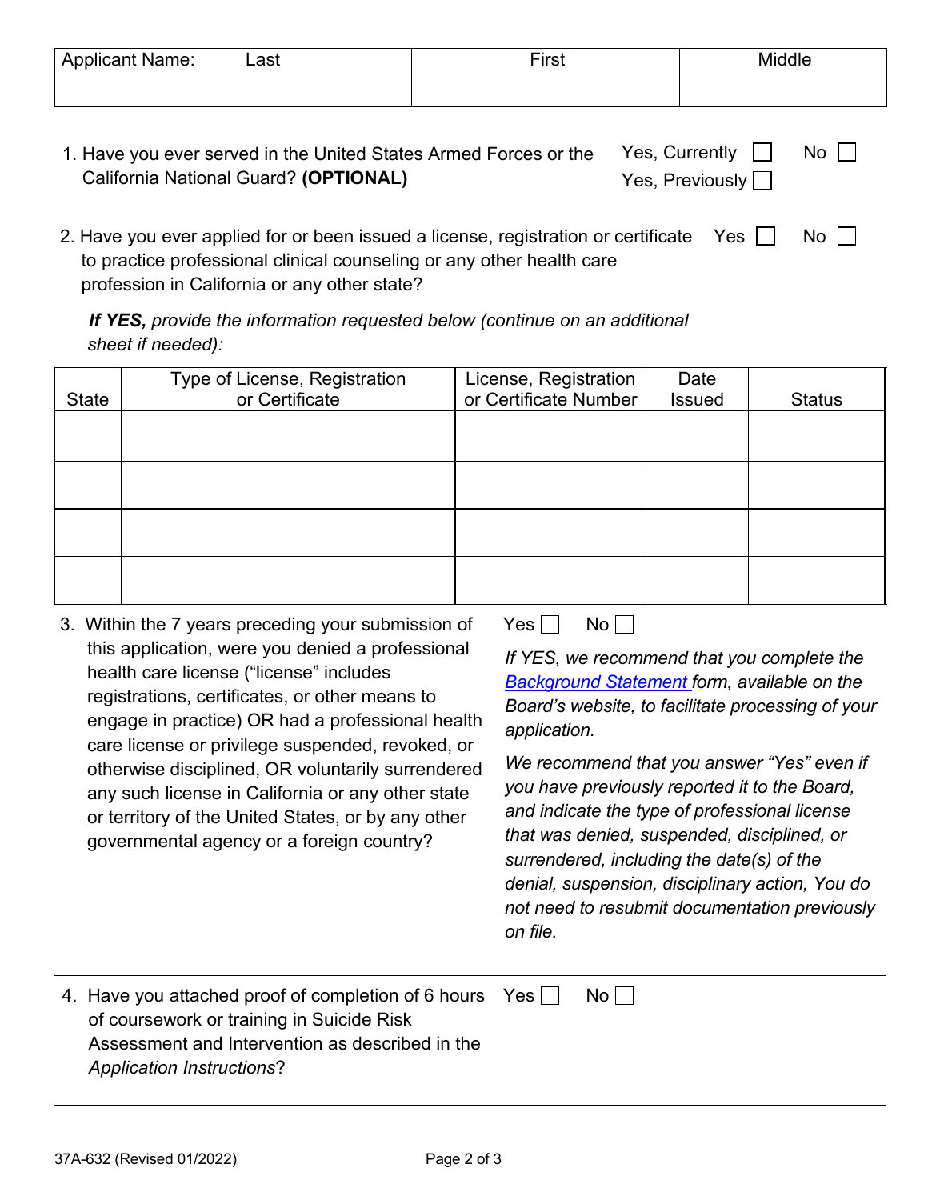| Applicant Name: Last | First | Middle |
| --- | --- | --- |
| | | |

1. Have you ever served in the United States Armed Forces or the California National Guard? **(OPTIONAL)** Yes, Currently ☐ Yes, Previously ☐ No ☐

2. Have you ever applied for or been issued a license, registration or certificate to practice professional clinical counseling or any other health care profession in California or any other state? Yes ☐ No ☐

   ***If YES,*** *provide the information requested below (continue on an additional sheet if needed):*

| State | Type of License, Registration or Certificate | License, Registration or Certificate Number | Date Issued | Status |
| --- | --- | --- | --- | --- |
| | | | | |
| | | | | |
| | | | | |
| | | | | |

3. Within the 7 years preceding your submission of this application, were you denied a professional health care license ("license" includes registrations, certificates, or other means to engage in practice) OR had a professional health care license or privilege suspended, revoked, or otherwise disciplined, OR voluntarily surrendered any such license in California or any other state or territory of the United States, or by any other governmental agency or a foreign country? Yes ☐ No ☐

   *If YES, we recommend that you complete the [Background Statement](#) form, available on the Board's website, to facilitate processing of your application.*

   *We recommend that you answer "Yes" even if you have previously reported it to the Board, and indicate the type of professional license that was denied, suspended, disciplined, or surrendered, including the date(s) of the denial, suspension, disciplinary action, You do not need to resubmit documentation previously on file.*

4. Have you attached proof of completion of 6 hours of coursework or training in Suicide Risk Assessment and Intervention as described in the *Application Instructions*? Yes ☐ No ☐

37A-632 (Revised 01/2022)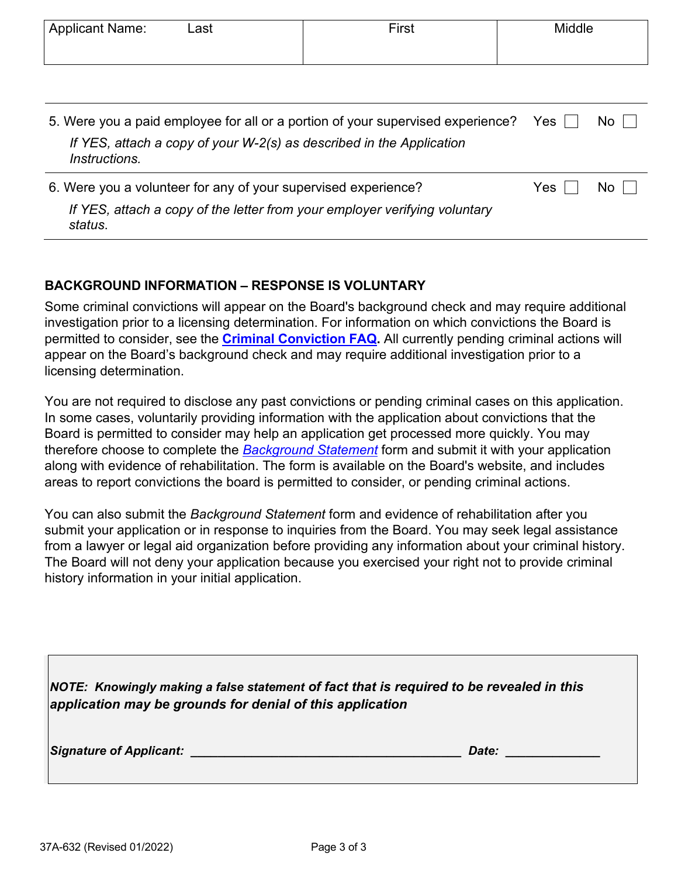| Applicant Name: Last | First | Middle |
|---|---|---|
| | | |

| | | |
|---|---|---|
| 5. Were you a paid employee for all or a portion of your supervised experience?<br>*If YES, attach a copy of your W-2(s) as described in the Application Instructions.* | Yes ☐ | No ☐ |
| 6. Were you a volunteer for any of your supervised experience?<br>*If YES, attach a copy of the letter from your employer verifying voluntary status.* | Yes ☐ | No ☐ |

**BACKGROUND INFORMATION – RESPONSE IS VOLUNTARY**

Some criminal convictions will appear on the Board's background check and may require additional investigation prior to a licensing determination. For information on which convictions the Board is permitted to consider, see the **Criminal Conviction FAQ.** All currently pending criminal actions will appear on the Board's background check and may require additional investigation prior to a licensing determination.

You are not required to disclose any past convictions or pending criminal cases on this application. In some cases, voluntarily providing information with the application about convictions that the Board is permitted to consider may help an application get processed more quickly. You may therefore choose to complete the *Background Statement* form and submit it with your application along with evidence of rehabilitation. The form is available on the Board's website, and includes areas to report convictions the board is permitted to consider, or pending criminal actions.

You can also submit the *Background Statement* form and evidence of rehabilitation after you submit your application or in response to inquiries from the Board. You may seek legal assistance from a lawyer or legal aid organization before providing any information about your criminal history. The Board will not deny your application because you exercised your right not to provide criminal history information in your initial application.

***NOTE: Knowingly making a false statement of fact that is required to be revealed in this application may be grounds for denial of this application***

***Signature of Applicant:*** ________________________________________ ***Date:*** ______________

37A-632 (Revised 01/2022)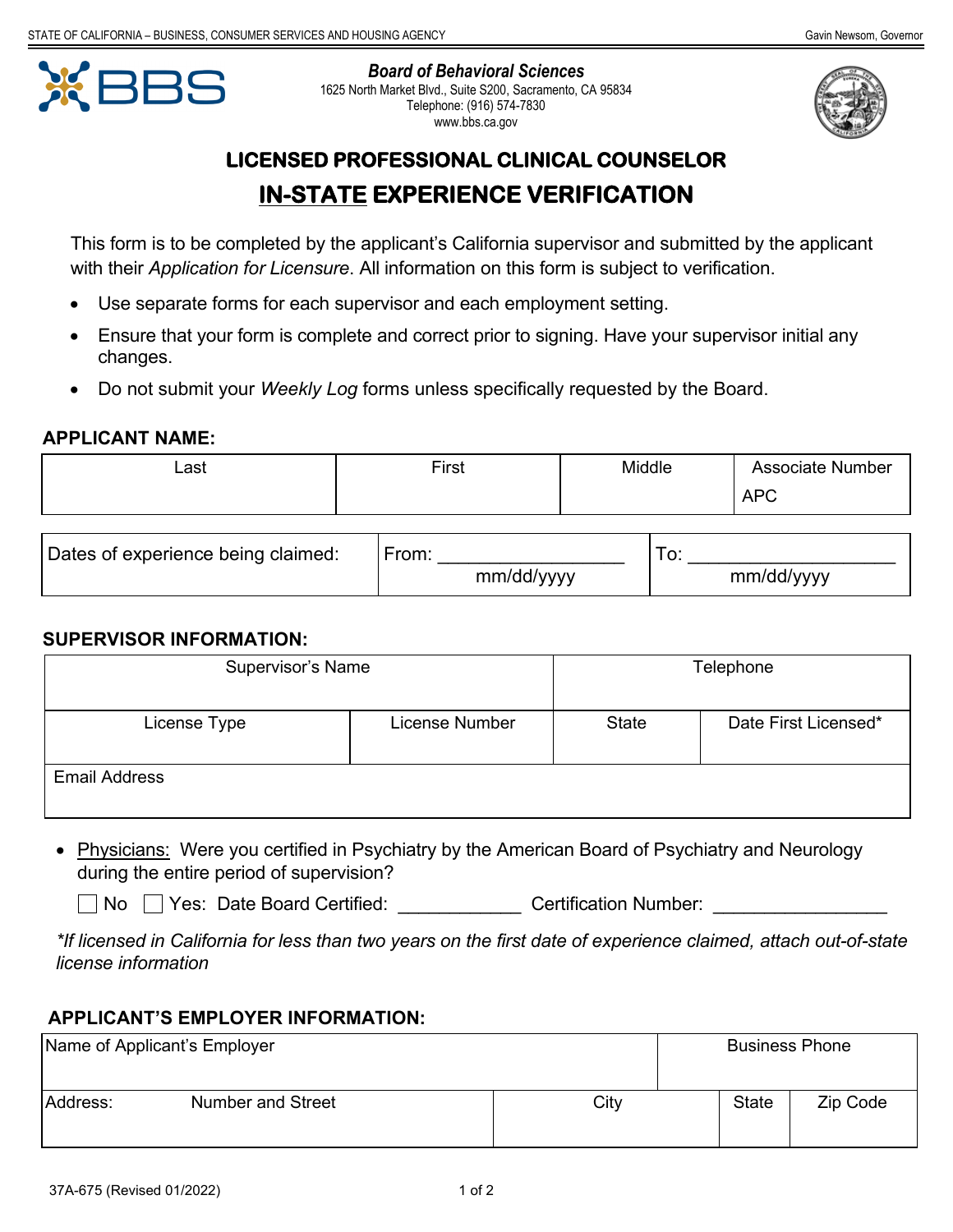STATE OF CALIFORNIA – BUSINESS, CONSUMER SERVICES AND HOUSING AGENCY

Gavin Newsom, Governor

**BBS**

***Board of Behavioral Sciences***
1625 North Market Blvd., Suite S200, Sacramento, CA 95834
Telephone: (916) 574-7830
www.bbs.ca.gov

# LICENSED PROFESSIONAL CLINICAL COUNSELOR

# IN-STATE EXPERIENCE VERIFICATION

This form is to be completed by the applicant's California supervisor and submitted by the applicant with their *Application for Licensure*. All information on this form is subject to verification.

- Use separate forms for each supervisor and each employment setting.
- Ensure that your form is complete and correct prior to signing. Have your supervisor initial any changes.
- Do not submit your *Weekly Log* forms unless specifically requested by the Board.

## APPLICANT NAME:

| Last | First | Middle | Associate Number APC |
|---|---|---|---|
| | | | |

| Dates of experience being claimed: | From: ________________ mm/dd/yyyy | To: ________________ mm/dd/yyyy |
|---|---|---|

## SUPERVISOR INFORMATION:

| Supervisor's Name | | Telephone | |
|---|---|---|---|
| License Type | License Number | State | Date First Licensed* |
| Email Address | | | |

- Physicians: Were you certified in Psychiatry by the American Board of Psychiatry and Neurology during the entire period of supervision?

  ☐ No ☐ Yes: Date Board Certified: ____________ Certification Number: ________________

*\*If licensed in California for less than two years on the first date of experience claimed, attach out-of-state license information*

## APPLICANT'S EMPLOYER INFORMATION:

| Name of Applicant's Employer | | | Business Phone | |
|---|---|---|---|---|
| Address: Number and Street | | City | State | Zip Code |

37A-675 (Revised 01/2022)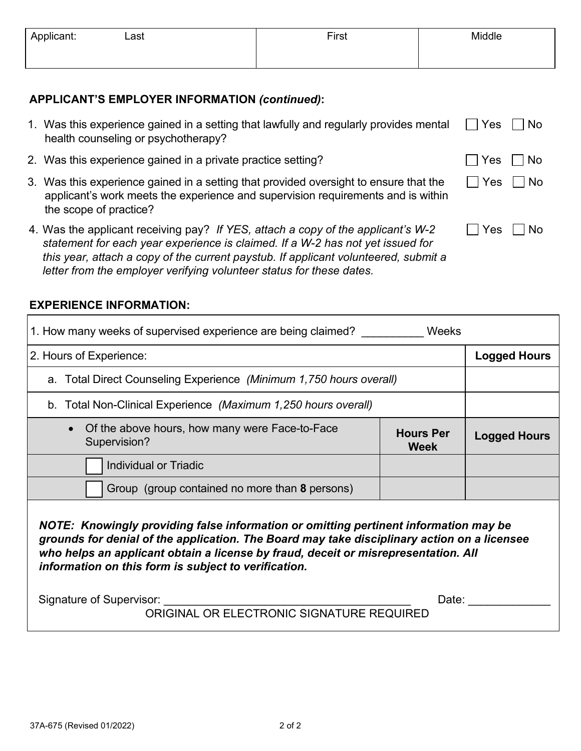| Applicant: Last | First | Middle |
|---|---|---|
| | | |

**APPLICANT'S EMPLOYER INFORMATION *(continued)*:**

1. Was this experience gained in a setting that lawfully and regularly provides mental health counseling or psychotherapy? ☐ Yes ☐ No
2. Was this experience gained in a private practice setting? ☐ Yes ☐ No
3. Was this experience gained in a setting that provided oversight to ensure that the applicant's work meets the experience and supervision requirements and is within the scope of practice? ☐ Yes ☐ No
4. Was the applicant receiving pay? *If YES, attach a copy of the applicant's W-2 statement for each year experience is claimed. If a W-2 has not yet issued for this year, attach a copy of the current paystub. If applicant volunteered, submit a letter from the employer verifying volunteer status for these dates.* ☐ Yes ☐ No

**EXPERIENCE INFORMATION:**

1. How many weeks of supervised experience are being claimed? __________ Weeks

| 2. Hours of Experience: | | **Logged Hours** |
|---|---|---|
| a. Total Direct Counseling Experience *(Minimum 1,750 hours overall)* | | |
| b. Total Non-Clinical Experience *(Maximum 1,250 hours overall)* | | |
| • Of the above hours, how many were Face-to-Face Supervision? | **Hours Per Week** | **Logged Hours** |
| ☐ Individual or Triadic | | |
| ☐ Group (group contained no more than **8** persons) | | |

***NOTE: Knowingly providing false information or omitting pertinent information may be grounds for denial of the application. The Board may take disciplinary action on a licensee who helps an applicant obtain a license by fraud, deceit or misrepresentation. All information on this form is subject to verification.***

Signature of Supervisor: ______________________________________ Date: _____________

ORIGINAL OR ELECTRONIC SIGNATURE REQUIRED

37A-675 (Revised 01/2022)